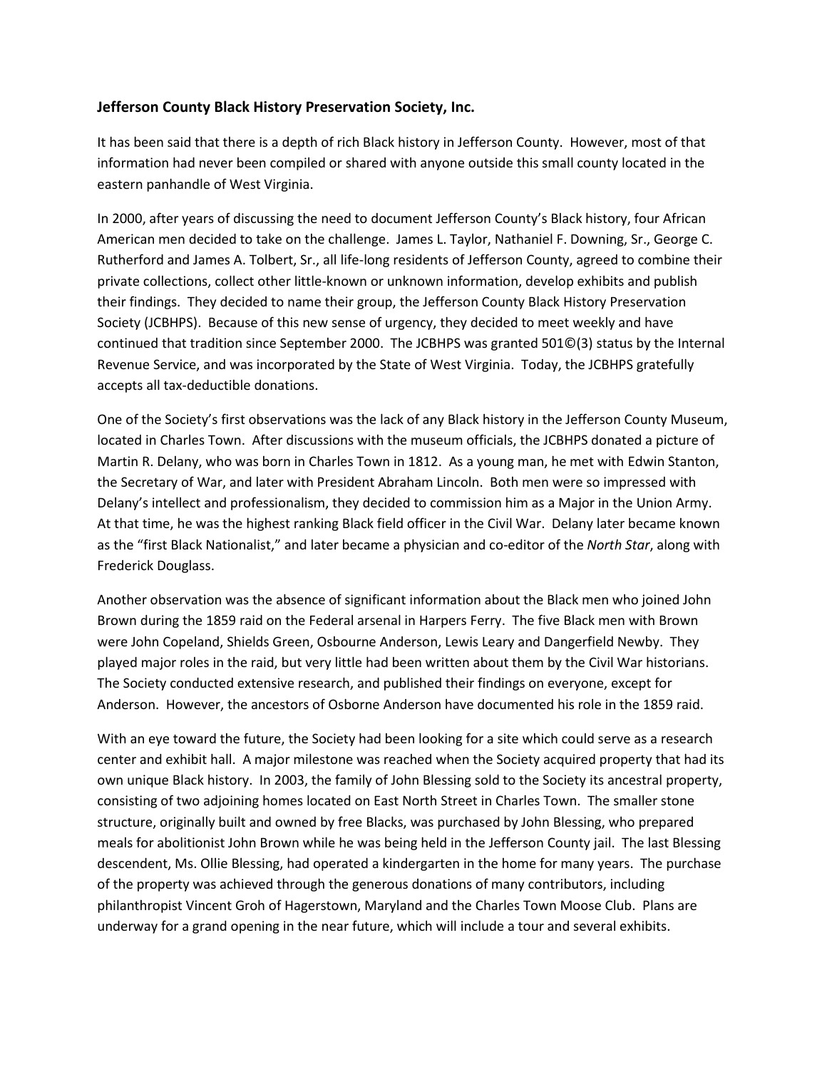**Jefferson County Black History Preservation Society, Inc.**

It has been said that there is a depth of rich Black history in Jefferson County. However, most of that information had never been compiled or shared with anyone outside this small county located in the eastern panhandle of West Virginia.

In 2000, after years of discussing the need to document Jefferson County's Black history, four African American men decided to take on the challenge. James L. Taylor, Nathaniel F. Downing, Sr., George C. Rutherford and James A. Tolbert, Sr., all life-long residents of Jefferson County, agreed to combine their private collections, collect other little-known or unknown information, develop exhibits and publish their findings. They decided to name their group, the Jefferson County Black History Preservation Society (JCBHPS). Because of this new sense of urgency, they decided to meet weekly and have continued that tradition since September 2000. The JCBHPS was granted 501©(3) status by the Internal Revenue Service, and was incorporated by the State of West Virginia. Today, the JCBHPS gratefully accepts all tax-deductible donations.

One of the Society's first observations was the lack of any Black history in the Jefferson County Museum, located in Charles Town. After discussions with the museum officials, the JCBHPS donated a picture of Martin R. Delany, who was born in Charles Town in 1812. As a young man, he met with Edwin Stanton, the Secretary of War, and later with President Abraham Lincoln. Both men were so impressed with Delany's intellect and professionalism, they decided to commission him as a Major in the Union Army. At that time, he was the highest ranking Black field officer in the Civil War. Delany later became known as the "first Black Nationalist," and later became a physician and co-editor of the *North Star*, along with Frederick Douglass.

Another observation was the absence of significant information about the Black men who joined John Brown during the 1859 raid on the Federal arsenal in Harpers Ferry. The five Black men with Brown were John Copeland, Shields Green, Osbourne Anderson, Lewis Leary and Dangerfield Newby. They played major roles in the raid, but very little had been written about them by the Civil War historians. The Society conducted extensive research, and published their findings on everyone, except for Anderson. However, the ancestors of Osborne Anderson have documented his role in the 1859 raid.

With an eye toward the future, the Society had been looking for a site which could serve as a research center and exhibit hall. A major milestone was reached when the Society acquired property that had its own unique Black history. In 2003, the family of John Blessing sold to the Society its ancestral property, consisting of two adjoining homes located on East North Street in Charles Town. The smaller stone structure, originally built and owned by free Blacks, was purchased by John Blessing, who prepared meals for abolitionist John Brown while he was being held in the Jefferson County jail. The last Blessing descendent, Ms. Ollie Blessing, had operated a kindergarten in the home for many years. The purchase of the property was achieved through the generous donations of many contributors, including philanthropist Vincent Groh of Hagerstown, Maryland and the Charles Town Moose Club. Plans are underway for a grand opening in the near future, which will include a tour and several exhibits.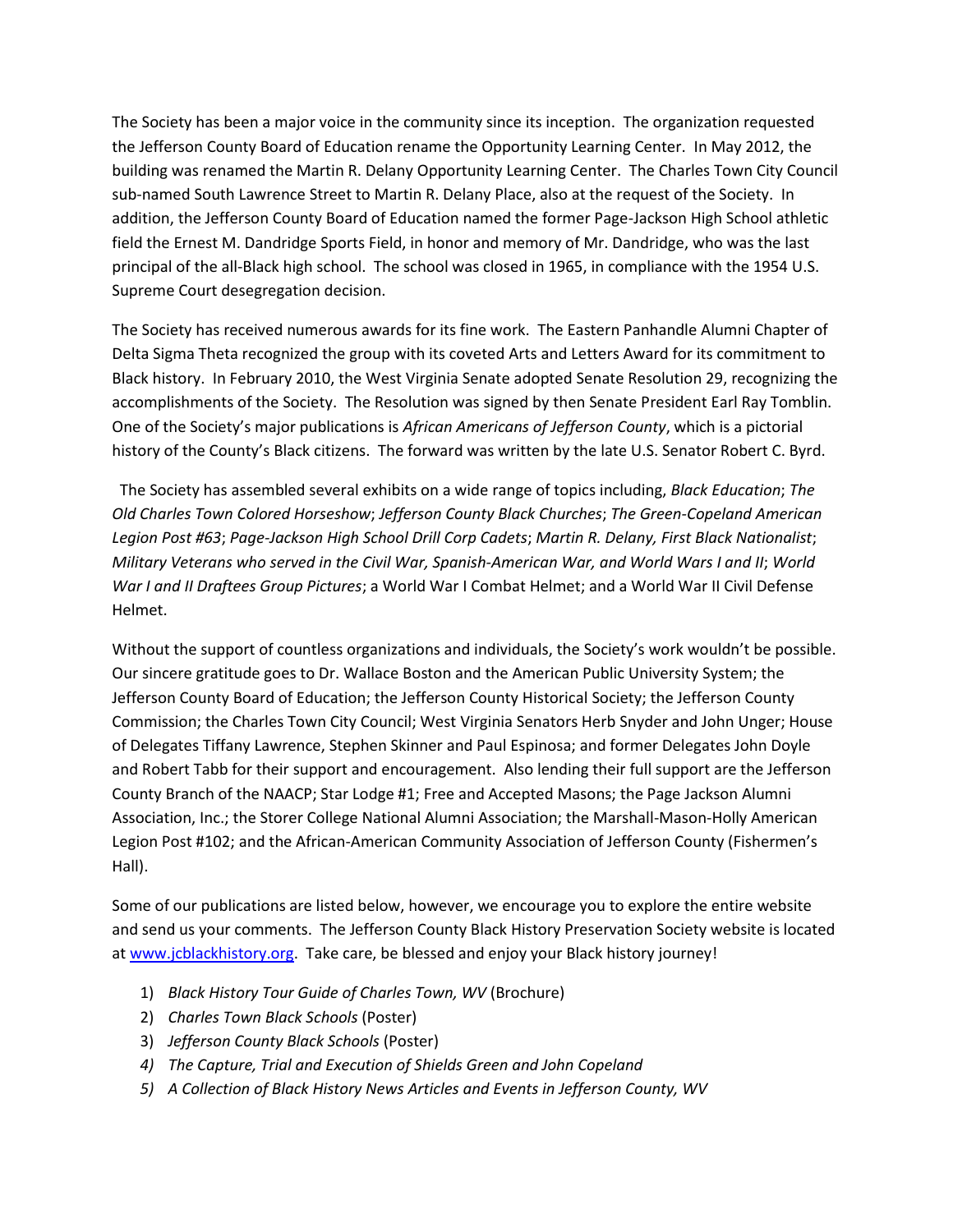The Society has been a major voice in the community since its inception. The organization requested the Jefferson County Board of Education rename the Opportunity Learning Center. In May 2012, the building was renamed the Martin R. Delany Opportunity Learning Center. The Charles Town City Council sub-named South Lawrence Street to Martin R. Delany Place, also at the request of the Society. In addition, the Jefferson County Board of Education named the former Page-Jackson High School athletic field the Ernest M. Dandridge Sports Field, in honor and memory of Mr. Dandridge, who was the last principal of the all-Black high school. The school was closed in 1965, in compliance with the 1954 U.S. Supreme Court desegregation decision.

The Society has received numerous awards for its fine work. The Eastern Panhandle Alumni Chapter of Delta Sigma Theta recognized the group with its coveted Arts and Letters Award for its commitment to Black history. In February 2010, the West Virginia Senate adopted Senate Resolution 29, recognizing the accomplishments of the Society. The Resolution was signed by then Senate President Earl Ray Tomblin. One of the Society's major publications is *African Americans of Jefferson County*, which is a pictorial history of the County's Black citizens. The forward was written by the late U.S. Senator Robert C. Byrd.

The Society has assembled several exhibits on a wide range of topics including, *Black Education*; *The Old Charles Town Colored Horseshow*; *Jefferson County Black Churches*; *The Green-Copeland American Legion Post #63*; *Page-Jackson High School Drill Corp Cadets*; *Martin R. Delany, First Black Nationalist*; *Military Veterans who served in the Civil War, Spanish-American War, and World Wars I and II*; *World War I and II Draftees Group Pictures*; a World War I Combat Helmet; and a World War II Civil Defense Helmet.

Without the support of countless organizations and individuals, the Society's work wouldn't be possible. Our sincere gratitude goes to Dr. Wallace Boston and the American Public University System; the Jefferson County Board of Education; the Jefferson County Historical Society; the Jefferson County Commission; the Charles Town City Council; West Virginia Senators Herb Snyder and John Unger; House of Delegates Tiffany Lawrence, Stephen Skinner and Paul Espinosa; and former Delegates John Doyle and Robert Tabb for their support and encouragement. Also lending their full support are the Jefferson County Branch of the NAACP; Star Lodge #1; Free and Accepted Masons; the Page Jackson Alumni Association, Inc.; the Storer College National Alumni Association; the Marshall-Mason-Holly American Legion Post #102; and the African-American Community Association of Jefferson County (Fishermen's Hall).

Some of our publications are listed below, however, we encourage you to explore the entire website and send us your comments. The Jefferson County Black History Preservation Society website is located at [www.jcblackhistory.org](http://www.jcblackhistory.org). Take care, be blessed and enjoy your Black history journey!

1) *Black History Tour Guide of Charles Town, WV* (Brochure)
2) *Charles Town Black Schools* (Poster)
3) *Jefferson County Black Schools* (Poster)
4) *The Capture, Trial and Execution of Shields Green and John Copeland*
5) *A Collection of Black History News Articles and Events in Jefferson County, WV*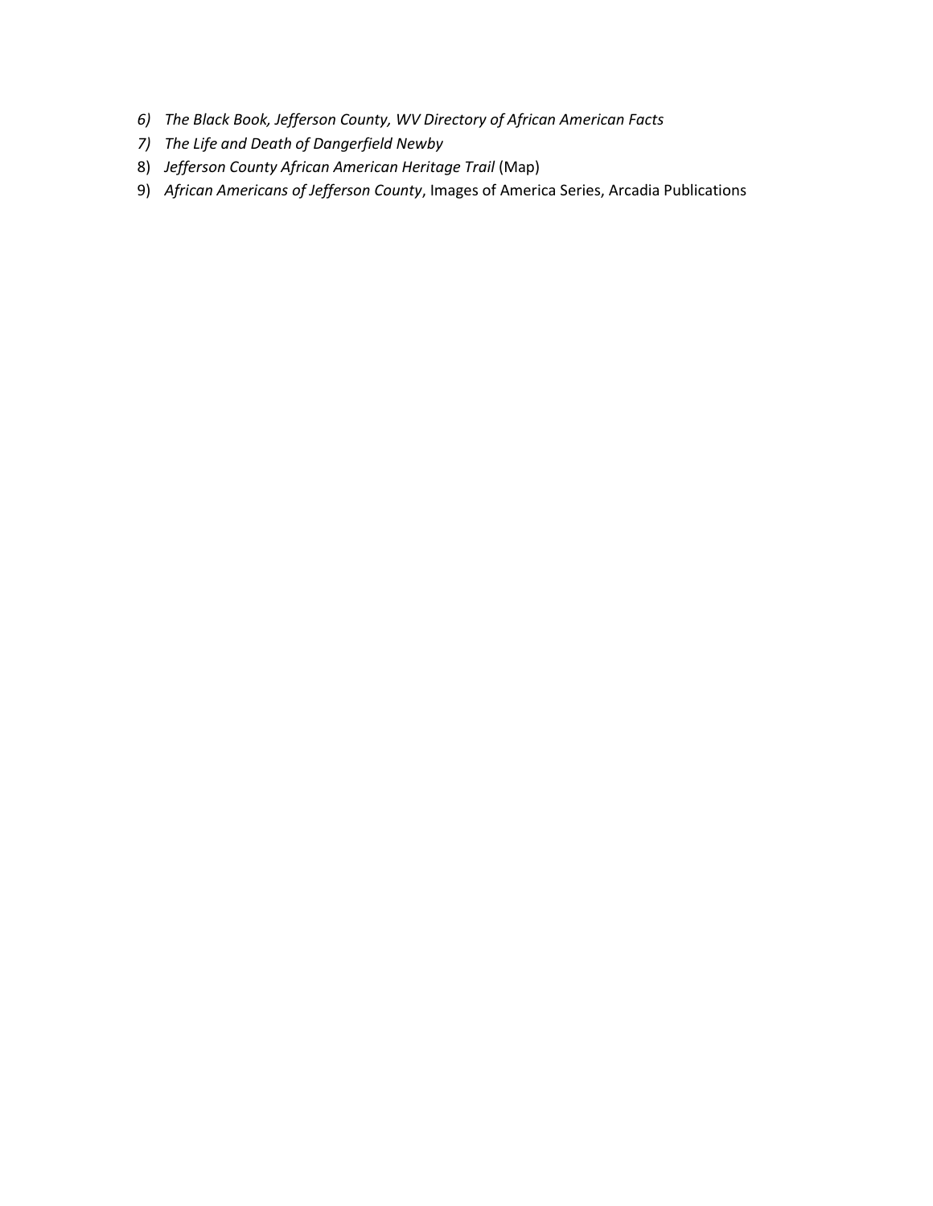6) *The Black Book, Jefferson County, WV Directory of African American Facts*
7) *The Life and Death of Dangerfield Newby*
8) *Jefferson County African American Heritage Trail* (Map)
9) *African Americans of Jefferson County*, Images of America Series, Arcadia Publications